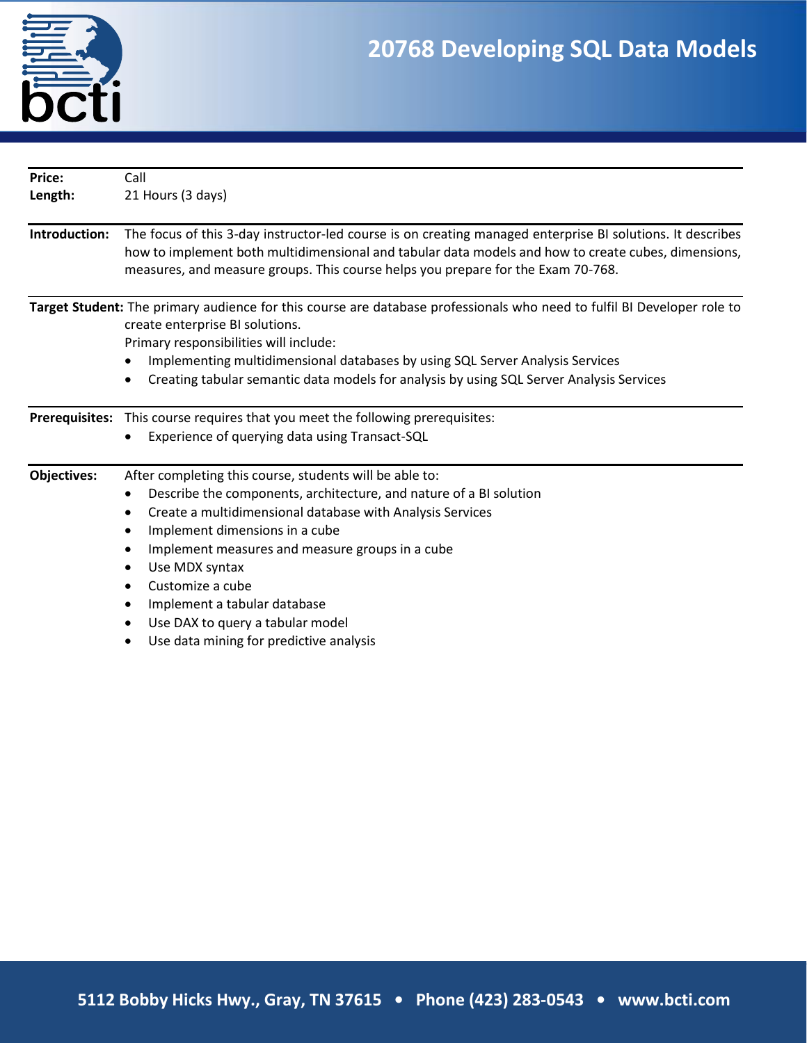# 20768 Developing SQL Data Models

**Price:** Call
**Length:** 21 Hours (3 days)

**Introduction:** The focus of this 3-day instructor-led course is on creating managed enterprise BI solutions. It describes how to implement both multidimensional and tabular data models and how to create cubes, dimensions, measures, and measure groups. This course helps you prepare for the Exam 70-768.

**Target Student:** The primary audience for this course are database professionals who need to fulfil BI Developer role to create enterprise BI solutions.
Primary responsibilities will include:

- Implementing multidimensional databases by using SQL Server Analysis Services
- Creating tabular semantic data models for analysis by using SQL Server Analysis Services

**Prerequisites:** This course requires that you meet the following prerequisites:

- Experience of querying data using Transact-SQL

**Objectives:** After completing this course, students will be able to:

- Describe the components, architecture, and nature of a BI solution
- Create a multidimensional database with Analysis Services
- Implement dimensions in a cube
- Implement measures and measure groups in a cube
- Use MDX syntax
- Customize a cube
- Implement a tabular database
- Use DAX to query a tabular model
- Use data mining for predictive analysis

5112 Bobby Hicks Hwy., Gray, TN 37615 • Phone (423) 283-0543 • www.bcti.com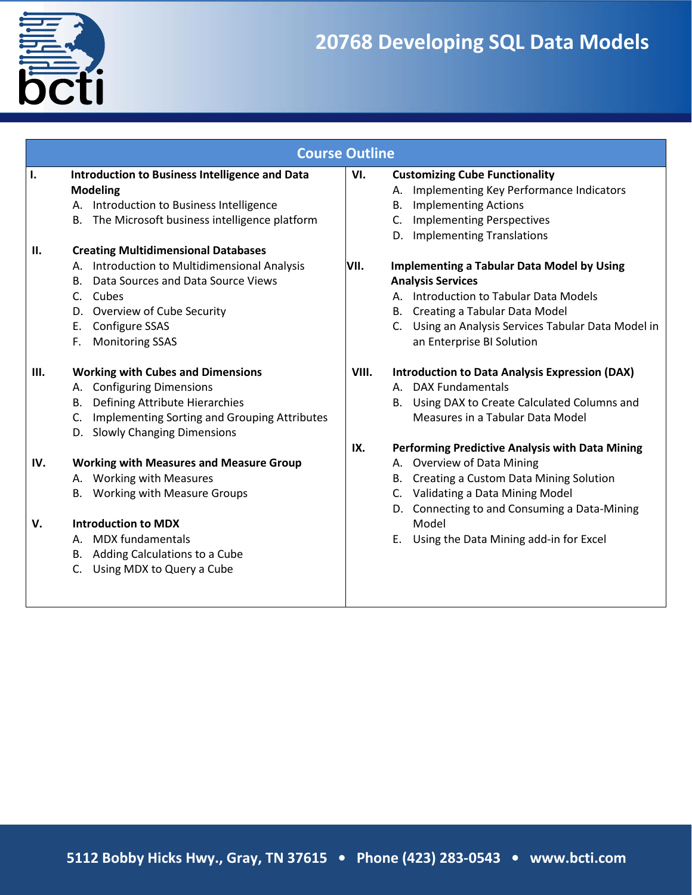## Course Outline

**I. Introduction to Business Intelligence and Data Modeling**

A. Introduction to Business Intelligence
B. The Microsoft business intelligence platform

**II. Creating Multidimensional Databases**

A. Introduction to Multidimensional Analysis
B. Data Sources and Data Source Views
C. Cubes
D. Overview of Cube Security
E. Configure SSAS
F. Monitoring SSAS

**III. Working with Cubes and Dimensions**

A. Configuring Dimensions
B. Defining Attribute Hierarchies
C. Implementing Sorting and Grouping Attributes
D. Slowly Changing Dimensions

**IV. Working with Measures and Measure Group**

A. Working with Measures
B. Working with Measure Groups

**V. Introduction to MDX**

A. MDX fundamentals
B. Adding Calculations to a Cube
C. Using MDX to Query a Cube

**VI. Customizing Cube Functionality**

A. Implementing Key Performance Indicators
B. Implementing Actions
C. Implementing Perspectives
D. Implementing Translations

**VII. Implementing a Tabular Data Model by Using Analysis Services**

A. Introduction to Tabular Data Models
B. Creating a Tabular Data Model
C. Using an Analysis Services Tabular Data Model in an Enterprise BI Solution

**VIII. Introduction to Data Analysis Expression (DAX)**

A. DAX Fundamentals
B. Using DAX to Create Calculated Columns and Measures in a Tabular Data Model

**IX. Performing Predictive Analysis with Data Mining**

A. Overview of Data Mining
B. Creating a Custom Data Mining Solution
C. Validating a Data Mining Model
D. Connecting to and Consuming a Data-Mining Model
E. Using the Data Mining add-in for Excel